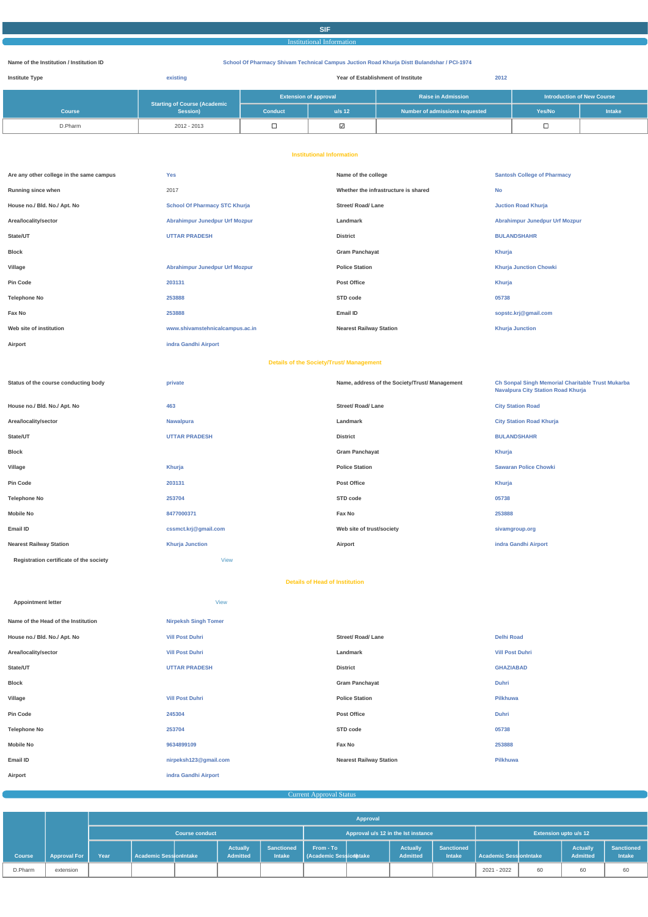# SIF

## Institutional Information

**Name of the Institution / Institution ID**: School Of Pharmacy Shivam Technical Campus Juction Road Khurja Distt Bulandshahr / PCI-1974

| | | | |
|---|---|---|---|
| Institute Type | existing | Year of Establishment of Institute | 2012 |

| Course | Starting of Course (Academic Session) | Extension of approval | | Raise in Admission | Introduction of New Course | |
|---|---|---|---|---|---|---|
| | | Conduct | u/s 12 | Number of admissions requested | Yes/No | Intake |
| D.Pharm | 2012 - 2013 | ☐ | ☑ | | ☐ | |

### Institutional Information

| | | | |
|---|---|---|---|
| Are any other college in the same campus | Yes | Name of the college | Santosh College of Pharmacy |
| Running since when | 2017 | Whether the infrastructure is shared | No |
| House no./ Bld. No./ Apt. No | School Of Pharmacy STC Khurja | Street/ Road/ Lane | Juction Road Khurja |
| Area/locality/sector | Abrahimpur Junedpur Urf Mozpur | Landmark | Abrahimpur Junedpur Urf Mozpur |
| State/UT | UTTAR PRADESH | District | BULANDSHAHR |
| Block | | Gram Panchayat | Khurja |
| Village | Abrahimpur Junedpur Urf Mozpur | Police Station | Khurja Junction Chowki |
| Pin Code | 203131 | Post Office | Khurja |
| Telephone No | 253888 | STD code | 05738 |
| Fax No | 253888 | Email ID | sopstc.krj@gmail.com |
| Web site of institution | www.shivamstechnicalcampus.ac.in | Nearest Railway Station | Khurja Junction |
| Airport | indra Gandhi Airport | | |

### Details of the Society/Trust/ Management

| | | | |
|---|---|---|---|
| Status of the course conducting body | private | Name, address of the Society/Trust/ Management | Ch Sonpal Singh Memorial Charitable Trust Mukarba Navalpura City Station Road Khurja |
| House no./ Bld. No./ Apt. No | 463 | Street/ Road/ Lane | City Station Road |
| Area/locality/sector | Nawalpura | Landmark | City Station Road Khurja |
| State/UT | UTTAR PRADESH | District | BULANDSHAHR |
| Block | | Gram Panchayat | Khurja |
| Village | Khurja | Police Station | Sawaran Police Chowki |
| Pin Code | 203131 | Post Office | Khurja |
| Telephone No | 253704 | STD code | 05738 |
| Mobile No | 8477000371 | Fax No | 253888 |
| Email ID | cssmct.krj@gmail.com | Web site of trust/society | sivamgroup.org |
| Nearest Railway Station | Khurja Junction | Airport | indra Gandhi Airport |

Registration certificate of the society: View

### Details of Head of Institution

Appointment letter: View

| | | | |
|---|---|---|---|
| Name of the Head of the Institution | Nirpeksh Singh Tomer | | |
| House no./ Bld. No./ Apt. No | Vill Post Duhri | Street/ Road/ Lane | Delhi Road |
| Area/locality/sector | Vill Post Duhri | Landmark | Vill Post Duhri |
| State/UT | UTTAR PRADESH | District | GHAZIABAD |
| Block | | Gram Panchayat | Duhri |
| Village | Vill Post Duhri | Police Station | Pilkhuwa |
| Pin Code | 245304 | Post Office | Duhri |
| Telephone No | 253704 | STD code | 05738 |
| Mobile No | 9634899109 | Fax No | 253888 |
| Email ID | nirpeksh123@gmail.com | Nearest Railway Station | Pilkhuwa |
| Airport | indra Gandhi Airport | | |

## Current Approval Status

| Course | Approval For | Approval | | | | | | | | | | | | |
|---|---|---|---|---|---|---|---|---|---|---|---|---|---|---|
| | | Course conduct | | | | | Approval u/s 12 in the Ist instance | | | | Extension upto u/s 12 | | | |
| | | Year | Academic Session | Intake | Actually Admitted | Sanctioned Intake | From - To (Academic Session) | Intake | Actually Admitted | Sanctioned Intake | Academic Session | Intake | Actually Admitted | Sanctioned Intake |
| D.Pharm | extension | | | | | | | | | | 2021 - 2022 | 60 | 60 | 60 |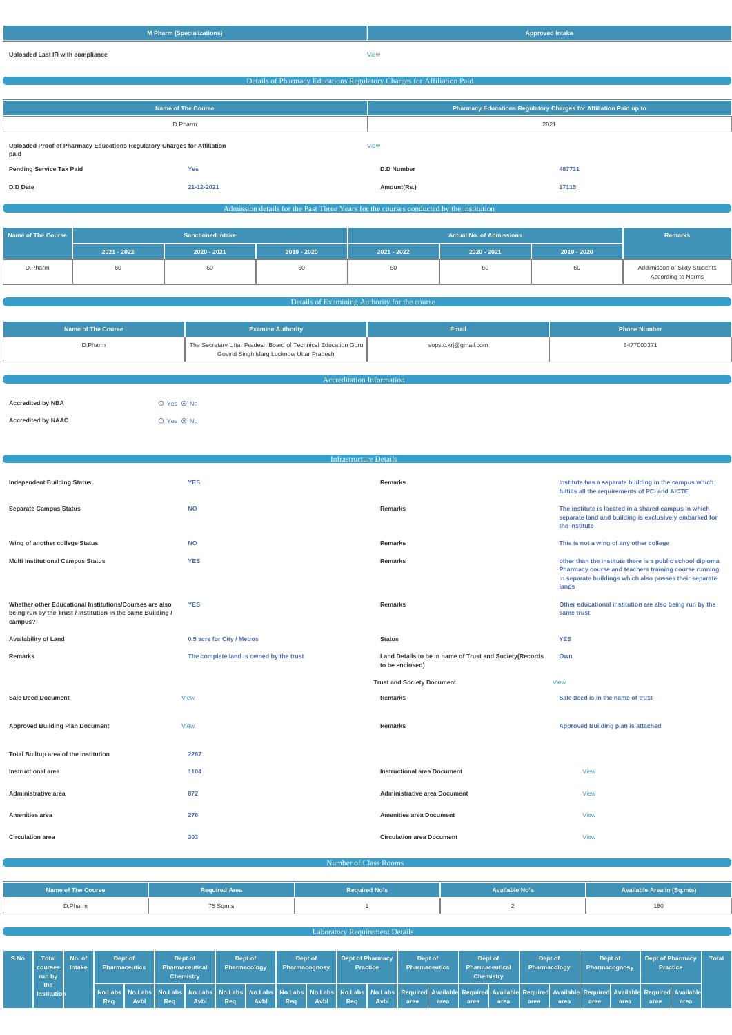| M Pharm (Specializations) | Approved Intake |
|---|---|

**Uploaded Last IR with compliance** View

## Details of Pharmacy Educations Regulatory Charges for Affiliation Paid

| Name of The Course | Pharmacy Educations Regulatory Charges for Affiliation Paid up to |
|---|---|
| D.Pharm | 2021 |

| | | | |
|---|---|---|---|
| **Uploaded Proof of Pharmacy Educations Regulatory Charges for Affiliation paid** | View | | |
| **Pending Service Tax Paid** | Yes | **D.D Number** | 487731 |
| **D.D Date** | 21-12-2021 | **Amount(Rs.)** | 17115 |

## Admission details for the Past Three Years for the courses conducted by the institution

| Name of The Course | Sanctioned intake | | | Actual No. of Admissions | | | Remarks |
|---|---|---|---|---|---|---|---|
| | 2021 - 2022 | 2020 - 2021 | 2019 - 2020 | 2021 - 2022 | 2020 - 2021 | 2019 - 2020 | |
| D.Pharm | 60 | 60 | 60 | 60 | 60 | 60 | Addimisson of Sixty Students According to Norms |

## Details of Examining Authority for the course

| Name of The Course | Examine Authority | Email | Phone Number |
|---|---|---|---|
| D.Pharm | The Secretary Uttar Pradesh Board of Technical Education Guru Govind Singh Marg Lucknow Uttar Pradesh | sopstc.krj@gmail.com | 8477000371 |

## Accreditation Information

**Accredited by NBA** ○ Yes ⦿ No

**Accredited by NAAC** ○ Yes ⦿ No

## Infrastructure Details

| | | | |
|---|---|---|---|
| **Independent Building Status** | YES | **Remarks** | Institute has a separate building in the campus which fulfills all the requirements of PCI and AICTE |
| **Separate Campus Status** | NO | **Remarks** | The institute is located in a shared campus in which separate land and building is exclusively embarked for the institute |
| **Wing of another college Status** | NO | **Remarks** | This is not a wing of any other college |
| **Multi Institutional Campus Status** | YES | **Remarks** | other than the institute there is a public school diploma Pharmacy course and teachers training course running in separate buildings which also posses their separate lands |
| **Whether other Educational Institutions/Courses are also being run by the Trust / Institution in the same Building / campus?** | YES | **Remarks** | Other educational institution are also being run by the same trust |
| **Availability of Land** | 0.5 acre for City / Metros | **Status** | YES |
| **Remarks** | The complete land is owned by the trust | **Land Details to be in name of Trust and Society(Records to be enclosed)** | Own |
| | | **Trust and Society Document** | View |
| **Sale Deed Document** | View | **Remarks** | Sale deed is in the name of trust |
| **Approved Building Plan Document** | View | **Remarks** | Approved Building plan is attached |
| **Total Builtup area of the institution** | 2267 | | |
| **Instructional area** | 1104 | **Instructional area Document** | View |
| **Administrative area** | 872 | **Administrative area Document** | View |
| **Amenities area** | 276 | **Amenities area Document** | View |
| **Circulation area** | 303 | **Circulation area Document** | View |

## Number of Class Rooms

| Name of The Course | Required Area | Required No's | Available No's | Available Area in (Sq.mts) |
|---|---|---|---|---|
| D.Pharm | 75 Sqmts | 1 | 2 | 180 |

## Laboratory Requirement Details

| S.No | Total courses run by the Institution | No. of Intake | Dept of Pharmaceutics | | Dept of Pharmaceutical Chemistry | | Dept of Pharmacology | | Dept of Pharmacognosy | | Dept of Pharmacy Practice | | Dept of Pharmaceutics | | Dept of Pharmaceutical Chemistry | | Dept of Pharmacology | | Dept of Pharmacognosy | | Dept of Pharmacy Practice | | Total |
|---|---|---|---|---|---|---|---|---|---|---|---|---|---|---|---|---|---|---|---|---|---|---|---|
| | | | No.Labs Req | No.Labs Avbl | No.Labs Req | No.Labs Avbl | No.Labs Req | No.Labs Avbl | No.Labs Req | No.Labs Avbl | No.Labs Req | No.Labs Avbl | Required area | Available area | Required area | Available area | Required area | Available area | Required area | Available area | Required area | Available area | |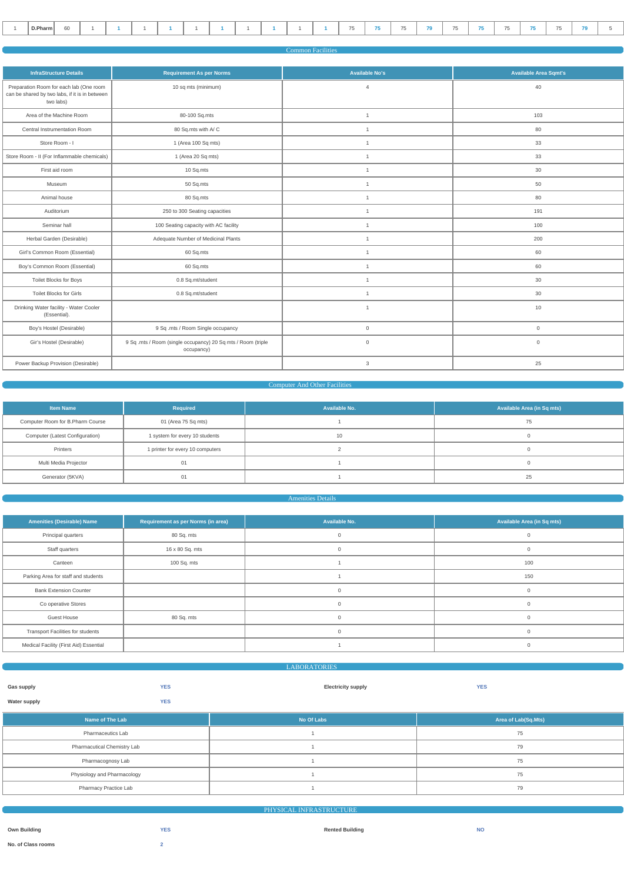| 1 | D.Pharm | 60 | 1 | 1 | 1 | 1 | 1 | 1 | 1 | 1 | 1 | 1 | 75 | 75 | 75 | 79 | 75 | 75 | 75 | 75 | 75 | 79 | 5 |
|---|---|---|---|---|---|---|---|---|---|---|---|---|---|---|---|---|---|---|---|---|---|---|---|

## Common Facilities

| InfraStructure Details | Requirement As per Norms | Available No's | Available Area Sqmt's |
|---|---|---|---|
| Preparation Room for each lab (One room can be shared by two labs, if it is in between two labs) | 10 sq mts (minimum) | 4 | 40 |
| Area of the Machine Room | 80-100 Sq.mts | 1 | 103 |
| Central Instrumentation Room | 80 Sq.mts with A/ C | 1 | 80 |
| Store Room - I | 1 (Area 100 Sq mts) | 1 | 33 |
| Store Room - II (For Inflammable chemicals) | 1 (Area 20 Sq mts) | 1 | 33 |
| First aid room | 10 Sq.mts | 1 | 30 |
| Museum | 50 Sq.mts | 1 | 50 |
| Animal house | 80 Sq.mts | 1 | 80 |
| Auditorium | 250 to 300 Seating capacities | 1 | 191 |
| Seminar hall | 100 Seating capacity with AC facility | 1 | 100 |
| Herbal Garden (Desirable) | Adequate Number of Medicinal Plants | 1 | 200 |
| Girl's Common Room (Essential) | 60 Sq.mts | 1 | 60 |
| Boy's Common Room (Essential) | 60 Sq.mts | 1 | 60 |
| Toilet Blocks for Boys | 0.8 Sq.mt/student | 1 | 30 |
| Toilet Blocks for Girls | 0.8 Sq.mt/student | 1 | 30 |
| Drinking Water facility - Water Cooler (Essential). | | 1 | 10 |
| Boy's Hostel (Desirable) | 9 Sq .mts / Room Single occupancy | 0 | 0 |
| Gir's Hostel (Desirable) | 9 Sq .mts / Room (single occupancy) 20 Sq mts / Room (triple occupancy) | 0 | 0 |
| Power Backup Provision (Desirable) | | 3 | 25 |

## Computer And Other Facilities

| Item Name | Required | Available No. | Available Area (in Sq mts) |
|---|---|---|---|
| Computer Room for B.Pharm Course | 01 (Area 75 Sq mts) | 1 | 75 |
| Computer (Latest Configuration) | 1 system for every 10 students | 10 | 0 |
| Printers | 1 printer for every 10 computers | 2 | 0 |
| Multi Media Projector | 01 | 1 | 0 |
| Generator (5KVA) | 01 | 1 | 25 |

## Amenities Details

| Amenities (Desirable) Name | Requirement as per Norms (in area) | Available No. | Available Area (in Sq mts) |
|---|---|---|---|
| Principal quarters | 80 Sq. mts | 0 | 0 |
| Staff quarters | 16 x 80 Sq. mts | 0 | 0 |
| Canteen | 100 Sq. mts | 1 | 100 |
| Parking Area for staff and students | | 1 | 150 |
| Bank Extension Counter | | 0 | 0 |
| Co operative Stores | | 0 | 0 |
| Guest House | 80 Sq. mts | 0 | 0 |
| Transport Facilities for students | | 0 | 0 |
| Medical Facility (First Aid) Essential | | 1 | 0 |

## LABORATORIES

**Gas supply** YES **Electricity supply** YES

**Water supply** YES

| Name of The Lab | No Of Labs | Area of Lab(Sq.Mts) |
|---|---|---|
| Pharmaceutics Lab | 1 | 75 |
| Pharmaceutical Chemistry Lab | 1 | 79 |
| Pharmacognosy Lab | 1 | 75 |
| Physiology and Pharmacology | 1 | 75 |
| Pharmacy Practice Lab | 1 | 79 |

## PHYSICAL INFRASTRUCTURE

**Own Building** YES **Rented Building** NO

**No. of Class rooms** 2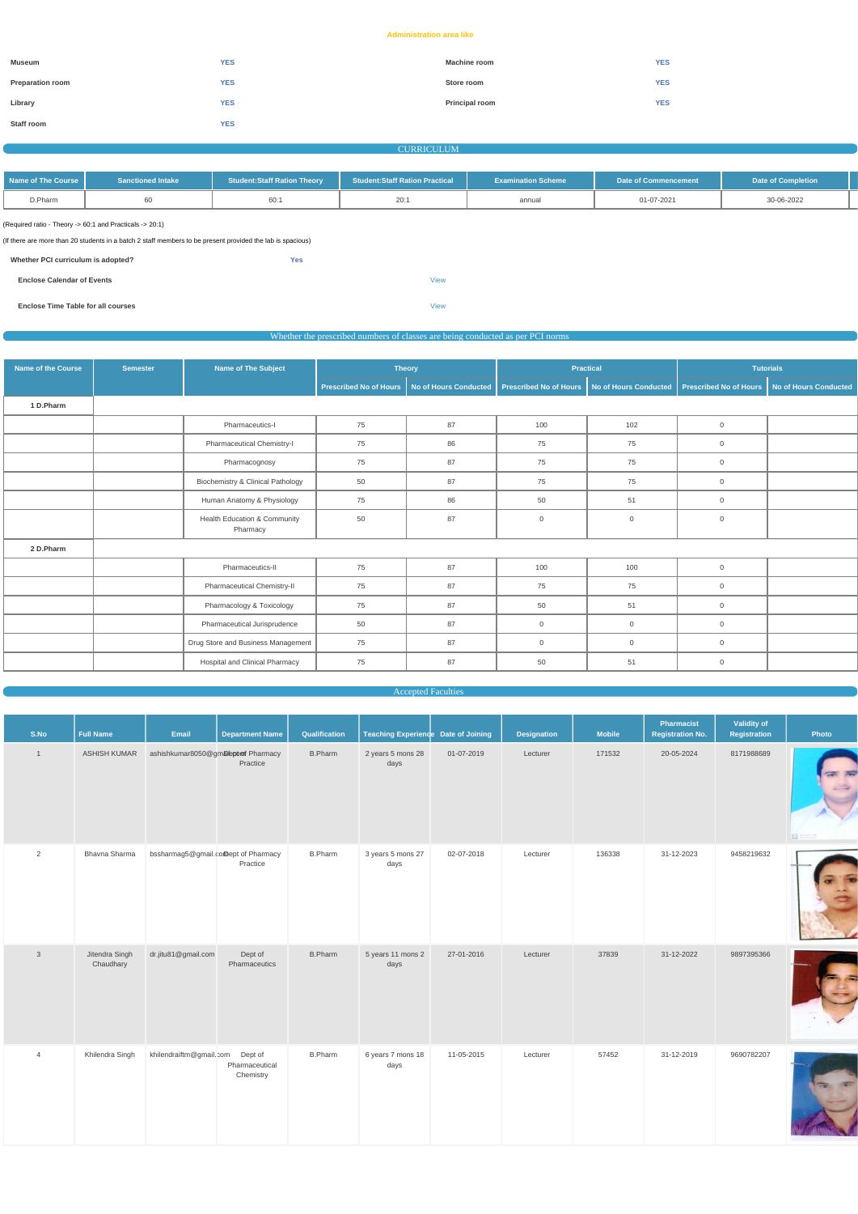**Administration area like**

| | | | |
|---|---|---|---|
| **Museum** | YES | **Machine room** | YES |
| **Preparation room** | YES | **Store room** | YES |
| **Library** | YES | **Principal room** | YES |
| **Staff room** | YES | | |

## CURRICULUM

| Name of The Course | Sanctioned Intake | Student:Staff Ration Theory | Student:Staff Ration Practical | Examination Scheme | Date of Commencement | Date of Completion |
|---|---|---|---|---|---|---|
| D.Pharm | 60 | 60:1 | 20:1 | annual | 01-07-2021 | 30-06-2022 |

(Required ratio - Theory -> 60:1 and Practicals -> 20:1)

(If there are more than 20 students in a batch 2 staff members to be present provided the lab is spacious)

| | |
|---|---|
| **Whether PCI curriculum is adopted?** | Yes |
| **Enclose Calendar of Events** | View |
| **Enclose Time Table for all courses** | View |

## Whether the prescribed numbers of classes are being conducted as per PCI norms

| Name of the Course | Semester | Name of The Subject | Theory | | Practical | | Tutorials | |
|---|---|---|---|---|---|---|---|---|
| | | | Prescribed No of Hours | No of Hours Conducted | Prescribed No of Hours | No of Hours Conducted | Prescribed No of Hours | No of Hours Conducted |
| **1 D.Pharm** | | | | | | | | |
| | | Pharmaceutics-I | 75 | 87 | 100 | 102 | 0 | |
| | | Pharmaceutical Chemistry-I | 75 | 86 | 75 | 75 | 0 | |
| | | Pharmacognosy | 75 | 87 | 75 | 75 | 0 | |
| | | Biochemistry & Clinical Pathology | 50 | 87 | 75 | 75 | 0 | |
| | | Human Anatomy & Physiology | 75 | 86 | 50 | 51 | 0 | |
| | | Health Education & Community Pharmacy | 50 | 87 | 0 | 0 | 0 | |
| **2 D.Pharm** | | | | | | | | |
| | | Pharmaceutics-II | 75 | 87 | 100 | 100 | 0 | |
| | | Pharmaceutical Chemistry-II | 75 | 87 | 75 | 75 | 0 | |
| | | Pharmacology & Toxicology | 75 | 87 | 50 | 51 | 0 | |
| | | Pharmaceutical Jurisprudence | 50 | 87 | 0 | 0 | 0 | |
| | | Drug Store and Business Management | 75 | 87 | 0 | 0 | 0 | |
| | | Hospital and Clinical Pharmacy | 75 | 87 | 50 | 51 | 0 | |

## Accepted Faculties

| S.No | Full Name | Email | Department Name | Qualification | Teaching Experience | Date of Joining | Designation | Mobile | Pharmacist Registration No. | Validity of Registration | Photo |
|---|---|---|---|---|---|---|---|---|---|---|---|
| 1 | ASHISH KUMAR | ashishkumar8050@gmail.com | Dept of Pharmacy Practice | B.Pharm | 2 years 5 mons 28 days | 01-07-2019 | Lecturer | 171532 | 20-05-2024 | 8171988689 | |
| 2 | Bhavna Sharma | bssharmag5@gmail.com | Dept of Pharmacy Practice | B.Pharm | 3 years 5 mons 27 days | 02-07-2018 | Lecturer | 136338 | 31-12-2023 | 9458219632 | |
| 3 | Jitendra Singh Chaudhary | dr.jitu81@gmail.com | Dept of Pharmaceutics | B.Pharm | 5 years 11 mons 2 days | 27-01-2016 | Lecturer | 37839 | 31-12-2022 | 9897395366 | |
| 4 | Khilendra Singh | khilendraiftm@gmail.com | Dept of Pharmaceutical Chemistry | B.Pharm | 6 years 7 mons 18 days | 11-05-2015 | Lecturer | 57452 | 31-12-2019 | 9690782207 | |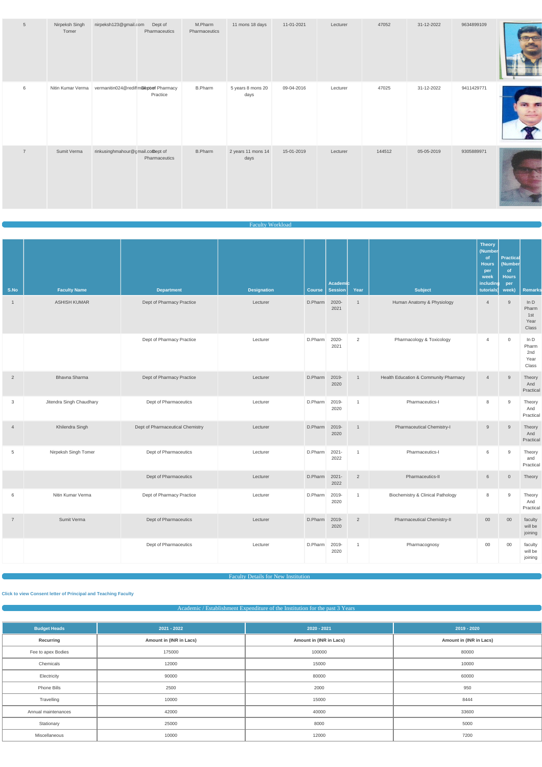| 5 | Nirpeksh Singh Tomer | nirpeksh123@gmail.com | Dept of Pharmaceutics | M.Pharm Pharmaceutics | 11 mons 18 days | 11-01-2021 | Lecturer | 47052 | 31-12-2022 | 9634899109 | |
|---|---|---|---|---|---|---|---|---|---|---|---|
| 6 | Nitin Kumar Verma | vermanitin024@rediffmail.com | Dept of Pharmacy Practice | B.Pharm | 5 years 8 mons 20 days | 09-04-2016 | Lecturer | 47025 | 31-12-2022 | 9411429771 | |
| 7 | Sumit Verma | rinkusinghmahour@gmail.com | Dept of Pharmaceutics | B.Pharm | 2 years 11 mons 14 days | 15-01-2019 | Lecturer | 144512 | 05-05-2019 | 9305889971 | |

## Faculty Workload

| S.No | Faculty Name | Department | Designation | Course | Academic Session | Year | Subject | Theory (Number of Hours per week including tutorials) | Practical (Number of Hours per week) | Remarks |
|---|---|---|---|---|---|---|---|---|---|---|
| 1 | ASHISH KUMAR | Dept of Pharmacy Practice | Lecturer | D.Pharm | 2020-2021 | 1 | Human Anatomy & Physiology | 4 | 9 | In D Pharm 1st Year Class |
| | | Dept of Pharmacy Practice | Lecturer | D.Pharm | 2020-2021 | 2 | Pharmacology & Toxicology | 4 | 0 | In D Pharm 2nd Year Class |
| 2 | Bhavna Sharma | Dept of Pharmacy Practice | Lecturer | D.Pharm | 2019-2020 | 1 | Health Education & Community Pharmacy | 4 | 9 | Theory And Practical |
| 3 | Jitendra Singh Chaudhary | Dept of Pharmaceutics | Lecturer | D.Pharm | 2019-2020 | 1 | Pharmaceutics-I | 8 | 9 | Theory And Practical |
| 4 | Khilendra Singh | Dept of Pharmaceutical Chemistry | Lecturer | D.Pharm | 2019-2020 | 1 | Pharmaceutical Chemistry-I | 9 | 9 | Theory And Practical |
| 5 | Nirpeksh Singh Tomer | Dept of Pharmaceutics | Lecturer | D.Pharm | 2021-2022 | 1 | Pharmaceutics-I | 6 | 9 | Theory and Practical |
| | | Dept of Pharmaceutics | Lecturer | D.Pharm | 2021-2022 | 2 | Pharmaceutics-II | 6 | 0 | Theory |
| 6 | Nitin Kumar Verma | Dept of Pharmacy Practice | Lecturer | D.Pharm | 2019-2020 | 1 | Biochemistry & Clinical Pathology | 8 | 9 | Theory And Practical |
| 7 | Sumit Verma | Dept of Pharmaceutics | Lecturer | D.Pharm | 2019-2020 | 2 | Pharmaceutical Chemistry-II | 00 | 00 | faculty will be joining |
| | | Dept of Pharmaceutics | Lecturer | D.Pharm | 2019-2020 | 1 | Pharmacognosy | 00 | 00 | faculty will be joining |

## Faculty Details for New Institution

**Click to view Consent letter of Principal and Teaching Faculty**

## Academic / Establishment Expenditure of the Institution for the past 3 Years

| Budget Heads | 2021 - 2022 | 2020 - 2021 | 2019 - 2020 |
|---|---|---|---|
| **Recurring** | **Amount in (INR in Lacs)** | **Amount in (INR in Lacs)** | **Amount in (INR in Lacs)** |
| Fee to apex Bodies | 175000 | 100000 | 80000 |
| Chemicals | 12000 | 15000 | 10000 |
| Electricity | 90000 | 80000 | 60000 |
| Phone Bills | 2500 | 2000 | 950 |
| Travelling | 10000 | 15000 | 8444 |
| Annual maintenances | 42000 | 40000 | 33600 |
| Stationary | 25000 | 8000 | 5000 |
| Miscellaneous | 10000 | 12000 | 7200 |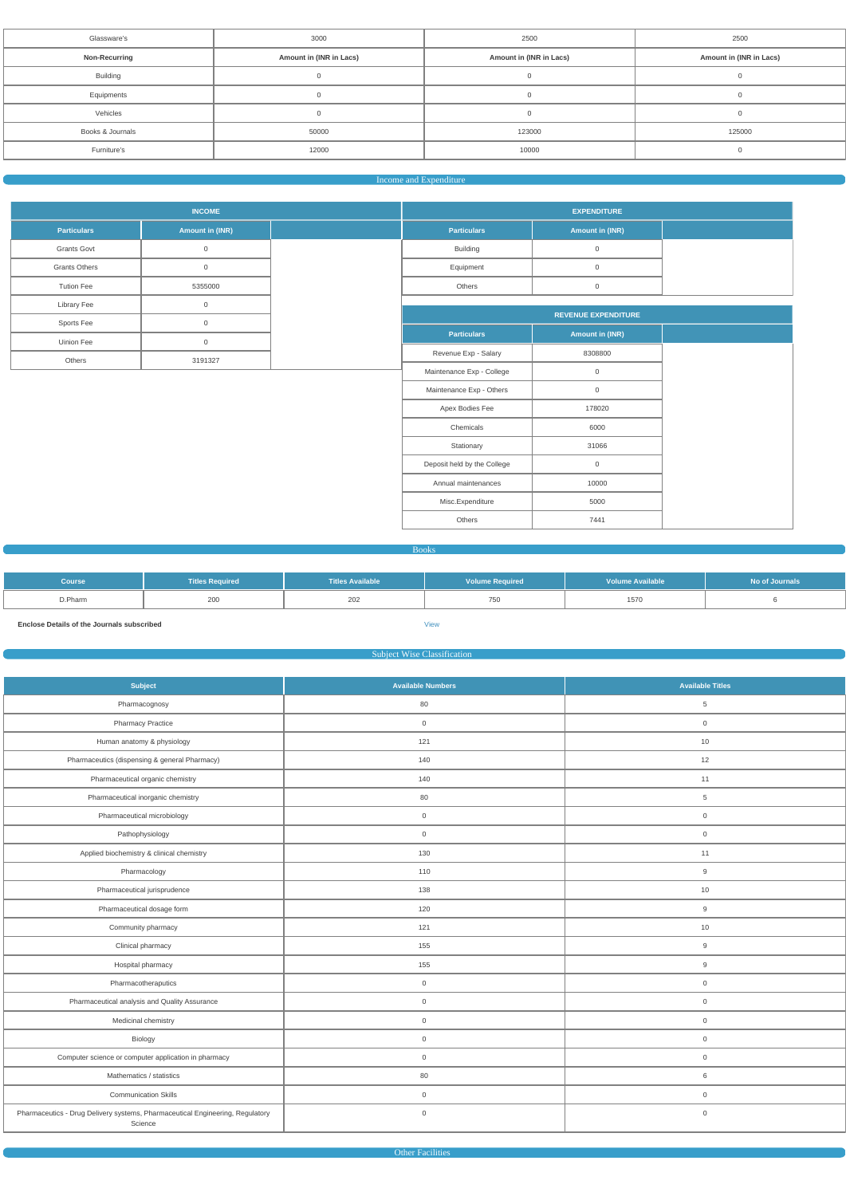| Glassware's | 3000 | 2500 | 2500 |
|---|---|---|---|
| **Non-Recurring** | **Amount in (INR in Lacs)** | **Amount in (INR in Lacs)** | **Amount in (INR in Lacs)** |
| Building | 0 | 0 | 0 |
| Equipments | 0 | 0 | 0 |
| Vehicles | 0 | 0 | 0 |
| Books & Journals | 50000 | 123000 | 125000 |
| Furniture's | 12000 | 10000 | 0 |

## Income and Expenditure

**INCOME**

| Particulars | Amount in (INR) |
|---|---|
| Grants Govt | 0 |
| Grants Others | 0 |
| Tution Fee | 5355000 |
| Library Fee | 0 |
| Sports Fee | 0 |
| Uinion Fee | 0 |
| Others | 3191327 |

**EXPENDITURE**

| Particulars | Amount in (INR) |
|---|---|
| Building | 0 |
| Equipment | 0 |
| Others | 0 |

**REVENUE EXPENDITURE**

| Particulars | Amount in (INR) |
|---|---|
| Revenue Exp - Salary | 8308800 |
| Maintenance Exp - College | 0 |
| Maintenance Exp - Others | 0 |
| Apex Bodies Fee | 178020 |
| Chemicals | 6000 |
| Stationary | 31066 |
| Deposit held by the College | 0 |
| Annual maintenances | 10000 |
| Misc.Expenditure | 5000 |
| Others | 7441 |

## Books

| Course | Titles Required | Titles Available | Volume Required | Volume Available | No of Journals |
|---|---|---|---|---|---|
| D.Pharm | 200 | 202 | 750 | 1570 | 6 |

**Enclose Details of the Journals subscribed** View

## Subject Wise Classification

| Subject | Available Numbers | Available Titles |
|---|---|---|
| Pharmacognosy | 80 | 5 |
| Pharmacy Practice | 0 | 0 |
| Human anatomy & physiology | 121 | 10 |
| Pharmaceutics (dispensing & general Pharmacy) | 140 | 12 |
| Pharmaceutical organic chemistry | 140 | 11 |
| Pharmaceutical inorganic chemistry | 80 | 5 |
| Pharmaceutical microbiology | 0 | 0 |
| Pathophysiology | 0 | 0 |
| Applied biochemistry & clinical chemistry | 130 | 11 |
| Pharmacology | 110 | 9 |
| Pharmaceutical jurisprudence | 138 | 10 |
| Pharmaceutical dosage form | 120 | 9 |
| Community pharmacy | 121 | 10 |
| Clinical pharmacy | 155 | 9 |
| Hospital pharmacy | 155 | 9 |
| Pharmacotheraputics | 0 | 0 |
| Pharmaceutical analysis and Quality Assurance | 0 | 0 |
| Medicinal chemistry | 0 | 0 |
| Biology | 0 | 0 |
| Computer science or computer application in pharmacy | 0 | 0 |
| Mathematics / statistics | 80 | 6 |
| Communication Skills | 0 | 0 |
| Pharmaceutics - Drug Delivery systems, Pharmaceutical Engineering, Regulatory Science | 0 | 0 |

## Other Facilities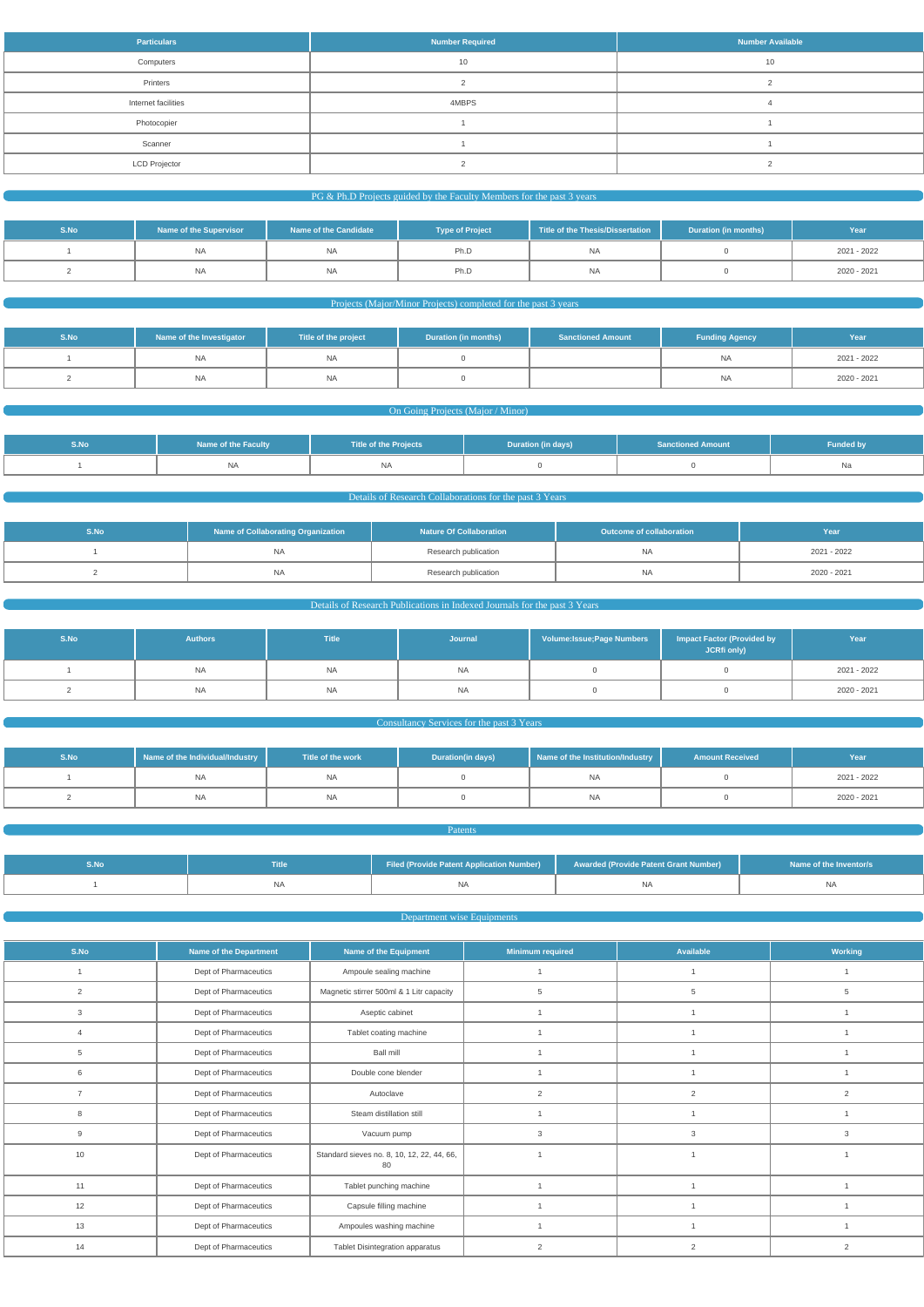| Particulars | Number Required | Number Available |
|---|---|---|
| Computers | 10 | 10 |
| Printers | 2 | 2 |
| Internet facilities | 4MBPS | 4 |
| Photocopier | 1 | 1 |
| Scanner | 1 | 1 |
| LCD Projector | 2 | 2 |

## PG & Ph.D Projects guided by the Faculty Members for the past 3 years

| S.No | Name of the Supervisor | Name of the Candidate | Type of Project | Title of the Thesis/Dissertation | Duration (in months) | Year |
|---|---|---|---|---|---|---|
| 1 | NA | NA | Ph.D | NA | 0 | 2021 - 2022 |
| 2 | NA | NA | Ph.D | NA | 0 | 2020 - 2021 |

## Projects (Major/Minor Projects) completed for the past 3 years

| S.No | Name of the Investigator | Title of the project | Duration (in months) | Sanctioned Amount | Funding Agency | Year |
|---|---|---|---|---|---|---|
| 1 | NA | NA | 0 | | NA | 2021 - 2022 |
| 2 | NA | NA | 0 | | NA | 2020 - 2021 |

## On Going Projects (Major / Minor)

| S.No | Name of the Faculty | Title of the Projects | Duration (in days) | Sanctioned Amount | Funded by |
|---|---|---|---|---|---|
| 1 | NA | NA | 0 | 0 | Na |

## Details of Research Collaborations for the past 3 Years

| S.No | Name of Collaborating Organization | Nature Of Collaboration | Outcome of collaboration | Year |
|---|---|---|---|---|
| 1 | NA | Research publication | NA | 2021 - 2022 |
| 2 | NA | Research publication | NA | 2020 - 2021 |

## Details of Research Publications in Indexed Journals for the past 3 Years

| S.No | Authors | Title | Journal | Volume:Issue;Page Numbers | Impact Factor (Provided by JCRfi only) | Year |
|---|---|---|---|---|---|---|
| 1 | NA | NA | NA | 0 | 0 | 2021 - 2022 |
| 2 | NA | NA | NA | 0 | 0 | 2020 - 2021 |

## Consultancy Services for the past 3 Years

| S.No | Name of the Individual/Industry | Title of the work | Duration(in days) | Name of the Institution/Industry | Amount Received | Year |
|---|---|---|---|---|---|---|
| 1 | NA | NA | 0 | NA | 0 | 2021 - 2022 |
| 2 | NA | NA | 0 | NA | 0 | 2020 - 2021 |

## Patents

| S.No | Title | Filed (Provide Patent Application Number) | Awarded (Provide Patent Grant Number) | Name of the Inventor/s |
|---|---|---|---|---|
| 1 | NA | NA | NA | NA |

## Department wise Equipments

| S.No | Name of the Department | Name of the Equipment | Minimum required | Available | Working |
|---|---|---|---|---|---|
| 1 | Dept of Pharmaceutics | Ampoule sealing machine | 1 | 1 | 1 |
| 2 | Dept of Pharmaceutics | Magnetic stirrer 500ml & 1 Litr capacity | 5 | 5 | 5 |
| 3 | Dept of Pharmaceutics | Aseptic cabinet | 1 | 1 | 1 |
| 4 | Dept of Pharmaceutics | Tablet coating machine | 1 | 1 | 1 |
| 5 | Dept of Pharmaceutics | Ball mill | 1 | 1 | 1 |
| 6 | Dept of Pharmaceutics | Double cone blender | 1 | 1 | 1 |
| 7 | Dept of Pharmaceutics | Autoclave | 2 | 2 | 2 |
| 8 | Dept of Pharmaceutics | Steam distillation still | 1 | 1 | 1 |
| 9 | Dept of Pharmaceutics | Vacuum pump | 3 | 3 | 3 |
| 10 | Dept of Pharmaceutics | Standard sieves no. 8, 10, 12, 22, 44, 66, 80 | 1 | 1 | 1 |
| 11 | Dept of Pharmaceutics | Tablet punching machine | 1 | 1 | 1 |
| 12 | Dept of Pharmaceutics | Capsule filling machine | 1 | 1 | 1 |
| 13 | Dept of Pharmaceutics | Ampoules washing machine | 1 | 1 | 1 |
| 14 | Dept of Pharmaceutics | Tablet Disintegration apparatus | 2 | 2 | 2 |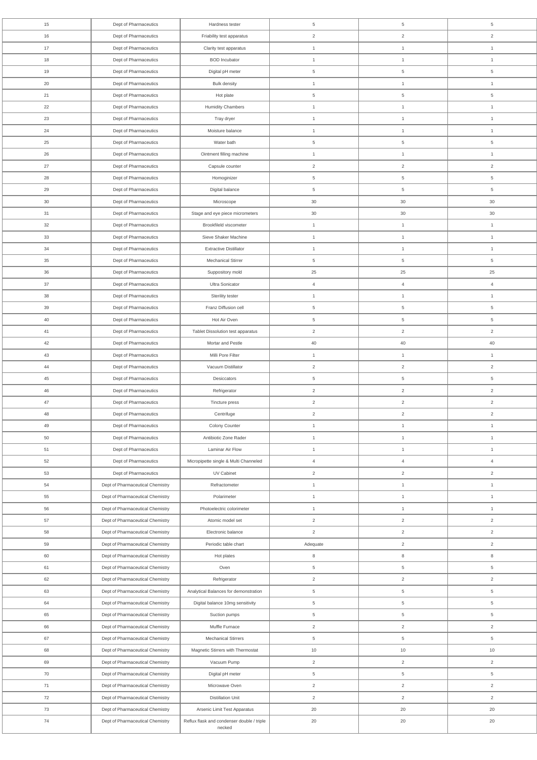| 15 | Dept of Pharmaceutics | Hardness tester | 5 | 5 | 5 |
|---|---|---|---|---|---|
| 16 | Dept of Pharmaceutics | Friability test apparatus | 2 | 2 | 2 |
| 17 | Dept of Pharmaceutics | Clarity test apparatus | 1 | 1 | 1 |
| 18 | Dept of Pharmaceutics | BOD Incubator | 1 | 1 | 1 |
| 19 | Dept of Pharmaceutics | Digital pH meter | 5 | 5 | 5 |
| 20 | Dept of Pharmaceutics | Bulk density | 1 | 1 | 1 |
| 21 | Dept of Pharmaceutics | Hot plate | 5 | 5 | 5 |
| 22 | Dept of Pharmaceutics | Humidity Chambers | 1 | 1 | 1 |
| 23 | Dept of Pharmaceutics | Tray dryer | 1 | 1 | 1 |
| 24 | Dept of Pharmaceutics | Moisture balance | 1 | 1 | 1 |
| 25 | Dept of Pharmaceutics | Water bath | 5 | 5 | 5 |
| 26 | Dept of Pharmaceutics | Ointment filling machine | 1 | 1 | 1 |
| 27 | Dept of Pharmaceutics | Capsule counter | 2 | 2 | 2 |
| 28 | Dept of Pharmaceutics | Homoginizer | 5 | 5 | 5 |
| 29 | Dept of Pharmaceutics | Digital balance | 5 | 5 | 5 |
| 30 | Dept of Pharmaceutics | Microscope | 30 | 30 | 30 |
| 31 | Dept of Pharmaceutics | Stage and eye piece micrometers | 30 | 30 | 30 |
| 32 | Dept of Pharmaceutics | Brookfileld viscometer | 1 | 1 | 1 |
| 33 | Dept of Pharmaceutics | Sieve Shaker Machine | 1 | 1 | 1 |
| 34 | Dept of Pharmaceutics | Extractive Distillator | 1 | 1 | 1 |
| 35 | Dept of Pharmaceutics | Mechanical Stirrer | 5 | 5 | 5 |
| 36 | Dept of Pharmaceutics | Suppository mold | 25 | 25 | 25 |
| 37 | Dept of Pharmaceutics | Ultra Sonicator | 4 | 4 | 4 |
| 38 | Dept of Pharmaceutics | Sterility tester | 1 | 1 | 1 |
| 39 | Dept of Pharmaceutics | Franz Diffusion cell | 5 | 5 | 5 |
| 40 | Dept of Pharmaceutics | Hot Air Oven | 5 | 5 | 5 |
| 41 | Dept of Pharmaceutics | Tablet Dissolution test apparatus | 2 | 2 | 2 |
| 42 | Dept of Pharmaceutics | Mortar and Pestle | 40 | 40 | 40 |
| 43 | Dept of Pharmaceutics | Milli Pore Filter | 1 | 1 | 1 |
| 44 | Dept of Pharmaceutics | Vacuum Distillator | 2 | 2 | 2 |
| 45 | Dept of Pharmaceutics | Desiccators | 5 | 5 | 5 |
| 46 | Dept of Pharmaceutics | Refrigerator | 2 | 2 | 2 |
| 47 | Dept of Pharmaceutics | Tincture press | 2 | 2 | 2 |
| 48 | Dept of Pharmaceutics | Centrifuge | 2 | 2 | 2 |
| 49 | Dept of Pharmaceutics | Colony Counter | 1 | 1 | 1 |
| 50 | Dept of Pharmaceutics | Antibiotic Zone Rader | 1 | 1 | 1 |
| 51 | Dept of Pharmaceutics | Laminar Air Flow | 1 | 1 | 1 |
| 52 | Dept of Pharmaceutics | Micropipette single & Multi Channeled | 4 | 4 | 4 |
| 53 | Dept of Pharmaceutics | UV Cabinet | 2 | 2 | 2 |
| 54 | Dept of Pharmaceutical Chemistry | Refractometer | 1 | 1 | 1 |
| 55 | Dept of Pharmaceutical Chemistry | Polarimeter | 1 | 1 | 1 |
| 56 | Dept of Pharmaceutical Chemistry | Photoelectric colorimeter | 1 | 1 | 1 |
| 57 | Dept of Pharmaceutical Chemistry | Atomic model set | 2 | 2 | 2 |
| 58 | Dept of Pharmaceutical Chemistry | Electronic balance | 2 | 2 | 2 |
| 59 | Dept of Pharmaceutical Chemistry | Periodic table chart | Adequate | 2 | 2 |
| 60 | Dept of Pharmaceutical Chemistry | Hot plates | 8 | 8 | 8 |
| 61 | Dept of Pharmaceutical Chemistry | Oven | 5 | 5 | 5 |
| 62 | Dept of Pharmaceutical Chemistry | Refrigerator | 2 | 2 | 2 |
| 63 | Dept of Pharmaceutical Chemistry | Analytical Balances for demonstration | 5 | 5 | 5 |
| 64 | Dept of Pharmaceutical Chemistry | Digital balance 10mg sensitivity | 5 | 5 | 5 |
| 65 | Dept of Pharmaceutical Chemistry | Suction pumps | 5 | 5 | 5 |
| 66 | Dept of Pharmaceutical Chemistry | Muffle Furnace | 2 | 2 | 2 |
| 67 | Dept of Pharmaceutical Chemistry | Mechanical Stirrers | 5 | 5 | 5 |
| 68 | Dept of Pharmaceutical Chemistry | Magnetic Stirrers with Thermostat | 10 | 10 | 10 |
| 69 | Dept of Pharmaceutical Chemistry | Vacuum Pump | 2 | 2 | 2 |
| 70 | Dept of Pharmaceutical Chemistry | Digital pH meter | 5 | 5 | 5 |
| 71 | Dept of Pharmaceutical Chemistry | Microwave Oven | 2 | 2 | 2 |
| 72 | Dept of Pharmaceutical Chemistry | Distillation Unit | 2 | 2 | 2 |
| 73 | Dept of Pharmaceutical Chemistry | Arsenic Limit Test Apparatus | 20 | 20 | 20 |
| 74 | Dept of Pharmaceutical Chemistry | Reflux flask and condenser double / triple necked | 20 | 20 | 20 |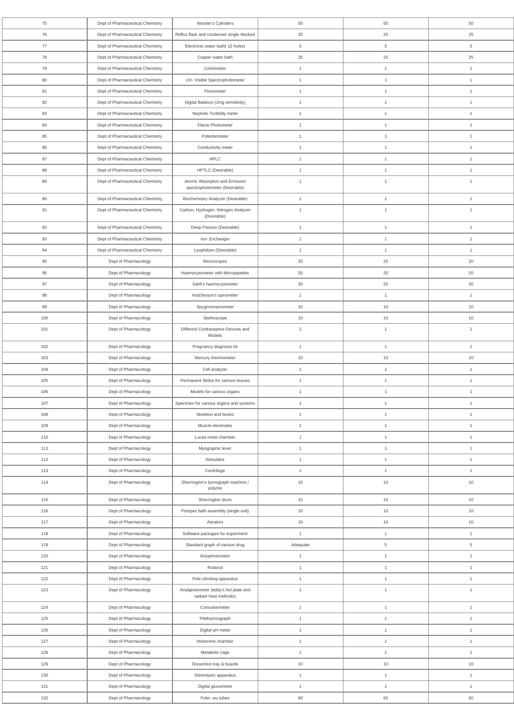| 75 | Dept of Pharmaceutical Chemistry | Nessler's Cylinders | 50 | 50 | 50 |
|---|---|---|---|---|---|
| 76 | Dept of Pharmaceutical Chemistry | Reflux flask and condenser single Necked | 25 | 25 | 25 |
| 77 | Dept of Pharmaceutical Chemistry | Electronic water bath( 12 holes) | 5 | 5 | 5 |
| 78 | Dept of Pharmaceutical Chemistry | Copper water bath | 25 | 25 | 25 |
| 79 | Dept of Pharmaceutical Chemistry | Colorimeter | 1 | 1 | 1 |
| 80 | Dept of Pharmaceutical Chemistry | UV- Visible Spectrophotometer | 1 | 1 | 1 |
| 81 | Dept of Pharmaceutical Chemistry | Flourimeter | 1 | 1 | 1 |
| 82 | Dept of Pharmaceutical Chemistry | Digital Balance (1mg sensitivity) | 1 | 1 | 1 |
| 83 | Dept of Pharmaceutical Chemistry | Nephelo Turbidity meter | 1 | 1 | 1 |
| 84 | Dept of Pharmaceutical Chemistry | Flame Photometer | 1 | 1 | 1 |
| 85 | Dept of Pharmaceutical Chemistry | Potentiometer | 1 | 1 | 1 |
| 86 | Dept of Pharmaceutical Chemistry | Conductivity meter | 1 | 1 | 1 |
| 87 | Dept of Pharmaceutical Chemistry | HPLC | 1 | 1 | 1 |
| 88 | Dept of Pharmaceutical Chemistry | HPTLC (Desirable) | 1 | 1 | 1 |
| 89 | Dept of Pharmaceutical Chemistry | Atomic Absorption and Emission spectrophotometer (Desirable) | 1 | 1 | 1 |
| 90 | Dept of Pharmaceutical Chemistry | Biochemistry Analyzer (Desirable) | 1 | 1 | 1 |
| 91 | Dept of Pharmaceutical Chemistry | Carbon, Hydrogen, Nitrogen Analyzer (Desirable) | 1 | 1 | 1 |
| 92 | Dept of Pharmaceutical Chemistry | Deep Freezer (Desirable) | 1 | 1 | 1 |
| 93 | Dept of Pharmaceutical Chemistry | Ion- Exchanger | 1 | 1 | 1 |
| 94 | Dept of Pharmaceutical Chemistry | Lyophilizer (Desirable) | 1 | 1 | 1 |
| 95 | Dept of Pharmacology | Microscopes | 20 | 20 | 20 |
| 96 | Dept of Pharmacology | Haemocytometer with Micropipettes | 20 | 20 | 20 |
| 97 | Dept of Pharmacology | Sahli's haemocytometer | 20 | 20 | 20 |
| 98 | Dept of Pharmacology | Hutchinson's spirometer | 1 | 1 | 1 |
| 99 | Dept of Pharmacology | Spygmomanometer | 10 | 10 | 10 |
| 100 | Dept of Pharmacology | Stethoscope | 10 | 10 | 10 |
| 101 | Dept of Pharmacology | Different Contraceptive Devices and Models | 1 | 1 | 1 |
| 102 | Dept of Pharmacology | Pregnancy diagnosis kit | 1 | 1 | 1 |
| 103 | Dept of Pharmacology | Mercury thermometer | 10 | 10 | 10 |
| 104 | Dept of Pharmacology | Cell analyzer | 1 | 1 | 1 |
| 105 | Dept of Pharmacology | Permanent Slides for various tissues | 1 | 1 | 1 |
| 106 | Dept of Pharmacology | Models for various organs | 1 | 1 | 1 |
| 107 | Dept of Pharmacology | Specimen for various organs and systems | 1 | 1 | 1 |
| 108 | Dept of Pharmacology | Skeleton and bones | 1 | 1 | 1 |
| 109 | Dept of Pharmacology | Muscle electrodes | 1 | 1 | 1 |
| 110 | Dept of Pharmacology | Lucas moist chamber | 1 | 1 | 1 |
| 111 | Dept of Pharmacology | Myographic lever | 1 | 1 | 1 |
| 112 | Dept of Pharmacology | Stimulator | 1 | 1 | 1 |
| 113 | Dept of Pharmacology | Centrifuge | 1 | 1 | 1 |
| 114 | Dept of Pharmacology | Sherrington's kymograph machine / polyrite | 10 | 10 | 10 |
| 115 | Dept of Pharmacology | Sherrington drum | 10 | 10 | 10 |
| 116 | Dept of Pharmacology | Perspex bath assembly (single unit) | 10 | 10 | 10 |
| 117 | Dept of Pharmacology | Aerators | 10 | 10 | 10 |
| 118 | Dept of Pharmacology | Software packages for experiment | 1 | 1 | 1 |
| 119 | Dept of Pharmacology | Standard graph of various drug | Adequate | 5 | 5 |
| 120 | Dept of Pharmacology | Actophotometer | 1 | 1 | 1 |
| 121 | Dept of Pharmacology | Rotarod | 1 | 1 | 1 |
| 122 | Dept of Pharmacology | Pole climbing apparatus | 1 | 1 | 1 |
| 123 | Dept of Pharmacology | Analgesiometer (eddy's hot plate and radiant heat methods) | 1 | 1 | 1 |
| 124 | Dept of Pharmacology | Convulsiometer | 1 | 1 | 1 |
| 125 | Dept of Pharmacology | Plethysmograph | 1 | 1 | 1 |
| 126 | Dept of Pharmacology | Digital pH meter | 1 | 1 | 1 |
| 127 | Dept of Pharmacology | Histamine chamber | 1 | 1 | 1 |
| 128 | Dept of Pharmacology | Metabolic cage | 1 | 1 | 1 |
| 129 | Dept of Pharmacology | Dissection tray & boards | 10 | 10 | 10 |
| 130 | Dept of Pharmacology | Stereotaxic apparatus | 1 | 1 | 1 |
| 131 | Dept of Pharmacology | Digital glucometer | 1 | 1 | 1 |
| 132 | Dept of Pharmacology | Folin- wu tubes | 60 | 60 | 60 |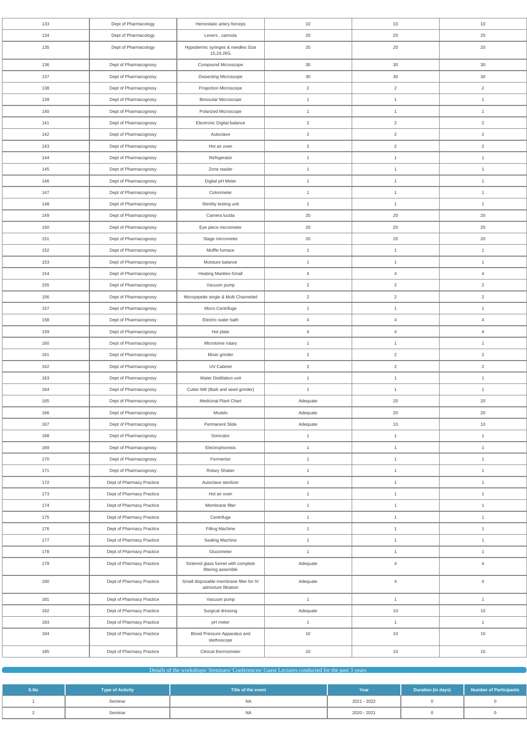| 133 | Dept of Pharmacology | Hemostatic artery forceps | 10 | 10 | 10 |
|---|---|---|---|---|---|
| 134 | Dept of Pharmacology | Levers , cannula | 20 | 20 | 20 |
| 135 | Dept of Pharmacology | Hypodermic syringes & needles Size 15,24,26G | 20 | 20 | 20 |
| 136 | Dept of Pharmacognosy | Compound Microscope | 30 | 30 | 30 |
| 137 | Dept of Pharmacognosy | Dissecting Microscope | 30 | 30 | 30 |
| 138 | Dept of Pharmacognosy | Projection Microscope | 2 | 2 | 2 |
| 139 | Dept of Pharmacognosy | Binocular Microscope | 1 | 1 | 1 |
| 140 | Dept of Pharmacognosy | Polarized Microscope | 1 | 1 | 1 |
| 141 | Dept of Pharmacognosy | Electronic Digital balance | 2 | 2 | 2 |
| 142 | Dept of Pharmacognosy | Autoclave | 2 | 2 | 2 |
| 143 | Dept of Pharmacognosy | Hot air oven | 2 | 2 | 2 |
| 144 | Dept of Pharmacognosy | Refrigerator | 1 | 1 | 1 |
| 145 | Dept of Pharmacognosy | Zone reader | 1 | 1 | 1 |
| 146 | Dept of Pharmacognosy | Digital pH Meter | 1 | 1 | 1 |
| 147 | Dept of Pharmacognosy | Colorimeter | 1 | 1 | 1 |
| 148 | Dept of Pharmacognosy | Sterility testing unit | 1 | 1 | 1 |
| 149 | Dept of Pharmacognosy | Camera lucida | 20 | 20 | 20 |
| 150 | Dept of Pharmacognosy | Eye piece micrometer | 20 | 20 | 20 |
| 151 | Dept of Pharmacognosy | Stage micrometer | 20 | 20 | 20 |
| 152 | Dept of Pharmacognosy | Muffle furnace | 1 | 1 | 1 |
| 153 | Dept of Pharmacognosy | Moisture balance | 1 | 1 | 1 |
| 154 | Dept of Pharmacognosy | Heating Mantles-Small | 4 | 4 | 4 |
| 155 | Dept of Pharmacognosy | Vacuum pump | 2 | 2 | 2 |
| 156 | Dept of Pharmacognosy | Micropipette single & Multi Channeled | 2 | 2 | 2 |
| 157 | Dept of Pharmacognosy | Micro Centrifuge | 1 | 1 | 1 |
| 158 | Dept of Pharmacognosy | Electric water bath | 4 | 4 | 4 |
| 159 | Dept of Pharmacognosy | Hot plate | 4 | 4 | 4 |
| 160 | Dept of Pharmacognosy | Microtome rotary | 1 | 1 | 1 |
| 161 | Dept of Pharmacognosy | Mixer grinder | 2 | 2 | 2 |
| 162 | Dept of Pharmacognosy | UV Cabinet | 2 | 2 | 2 |
| 163 | Dept of Pharmacognosy | Water Distillation unit | 1 | 1 | 1 |
| 164 | Dept of Pharmacognosy | Cutter Mill (Bark and seed grinder) | 1 | 1 | 1 |
| 165 | Dept of Pharmacognosy | Medicinal Plant Chart | Adequate | 20 | 20 |
| 166 | Dept of Pharmacognosy | Models | Adequate | 20 | 20 |
| 167 | Dept of Pharmacognosy | Permanent Slide | Adequate | 10 | 10 |
| 168 | Dept of Pharmacognosy | Sonicator | 1 | 1 | 1 |
| 169 | Dept of Pharmacognosy | Electrophoresis | 1 | 1 | 1 |
| 170 | Dept of Pharmacognosy | Fermentor | 1 | 1 | 1 |
| 171 | Dept of Pharmacognosy | Rotary Shaker | 1 | 1 | 1 |
| 172 | Dept of Pharmacy Practice | Autoclave sterilizer | 1 | 1 | 1 |
| 173 | Dept of Pharmacy Practice | Hot air oven | 1 | 1 | 1 |
| 174 | Dept of Pharmacy Practice | Membrane filter | 1 | 1 | 1 |
| 175 | Dept of Pharmacy Practice | Centrifuge | 1 | 1 | 1 |
| 176 | Dept of Pharmacy Practice | Filling Machine | 1 | 1 | 1 |
| 177 | Dept of Pharmacy Practice | Sealing Machine | 1 | 1 | 1 |
| 178 | Dept of Pharmacy Practice | Glucometer | 1 | 1 | 1 |
| 179 | Dept of Pharmacy Practice | Sintered glass funnel with complete filtering assemble | Adequate | 4 | 4 |
| 180 | Dept of Pharmacy Practice | Small disposable membrane filter for IV admixture filtration | Adequate | 4 | 4 |
| 181 | Dept of Pharmacy Practice | Vacuum pump | 1 | 1 | 1 |
| 182 | Dept of Pharmacy Practice | Surgical dressing | Adequate | 10 | 10 |
| 183 | Dept of Pharmacy Practice | pH meter | 1 | 1 | 1 |
| 184 | Dept of Pharmacy Practice | Blood Pressure Apparatus and stethoscope | 10 | 10 | 10 |
| 185 | Dept of Pharmacy Practice | Clinical thermometer | 10 | 10 | 10 |

## Details of the workshops/ Seminars/ Conferences/ Guest Lectures conducted for the past 3 years

| S.No | Type of Activity | Title of the event | Year | Duration (in days) | Number of Participants |
|---|---|---|---|---|---|
| 1 | Seminar | NA | 2021 - 2022 | 0 | 0 |
| 2 | Seminar | NA | 2020 - 2021 | 0 | 0 |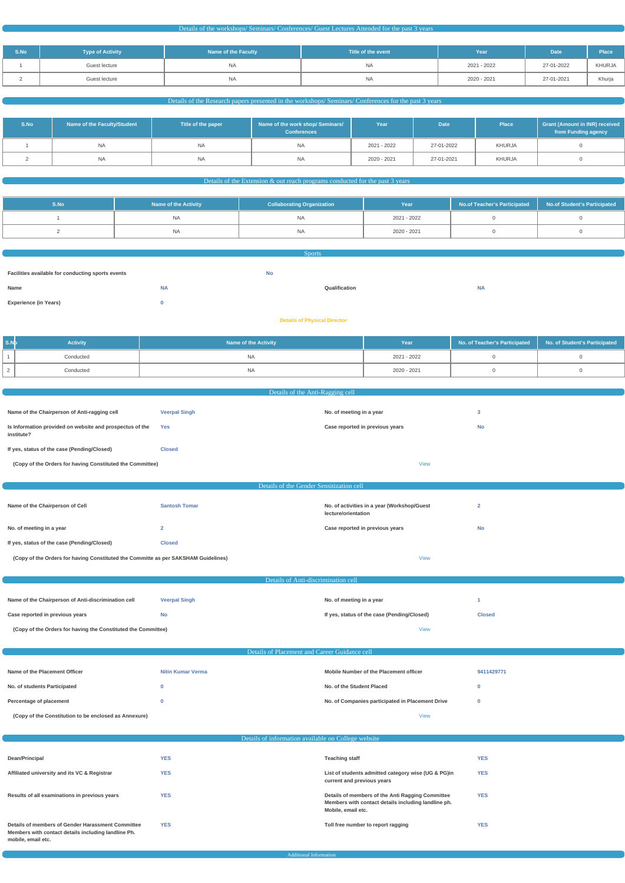## Details of the workshops/ Seminars/ Conferences/ Guest Lectures Attended for the past 3 years

| S.No | Type of Activity | Name of the Faculty | Title of the event | Year | Date | Place |
|---|---|---|---|---|---|---|
| 1 | Guest lecture | NA | NA | 2021 - 2022 | 27-01-2022 | KHURJA |
| 2 | Guest lecture | NA | NA | 2020 - 2021 | 27-01-2021 | Khurja |

## Details of the Research papers presented in the workshops/ Seminars/ Conferences for the past 3 years

| S.No | Name of the Faculty/Student | Title of the paper | Name of the work shop/ Seminars/ Conferences | Year | Date | Place | Grant (Amount in INR) received from Funding agency |
|---|---|---|---|---|---|---|---|
| 1 | NA | NA | NA | 2021 - 2022 | 27-01-2022 | KHURJA | 0 |
| 2 | NA | NA | NA | 2020 - 2021 | 27-01-2021 | KHURJA | 0 |

## Details of the Extension & out reach programs conducted for the past 3 years

| S.No | Name of the Activity | Collaborating Organization | Year | No.of Teacher's Participated | No.of Student's Participated |
|---|---|---|---|---|---|
| 1 | NA | NA | 2021 - 2022 | 0 | 0 |
| 2 | NA | NA | 2020 - 2021 | 0 | 0 |

## Sports

**Facilities available for conducting sports events**: No

**Name**: NA | **Qualification**: NA

**Experience (in Years)**: 0

**Details of Physical Director**

| S.No | Activity | Name of the Activity | Year | No. of Teacher's Participated | No. of Student's Participated |
|---|---|---|---|---|---|
| 1 | Conducted | NA | 2021 - 2022 | 0 | 0 |
| 2 | Conducted | NA | 2020 - 2021 | 0 | 0 |

## Details of the Anti-Ragging cell

**Name of the Chairperson of Anti-ragging cell**: Veerpal Singh

**No. of meeting in a year**: 3

**Is Information provided on website and prospectus of the institute?**: Yes

**Case reported in previous years**: No

**If yes, status of the case (Pending/Closed)**: Closed

**(Copy of the Orders for having Constituted the Committee)**: View

## Details of the Gender Sensitization cell

**Name of the Chairperson of Cell**: Santosh Tomar

**No. of activities in a year (Workshop/Guest lecture/orientation**: 2

**No. of meeting in a year**: 2

**Case reported in previous years**: No

**If yes, status of the case (Pending/Closed)**: Closed

**(Copy of the Orders for having Constituted the Committe as per SAKSHAM Guidelines)**: View

## Details of Anti-discrimination cell

**Name of the Chairperson of Anti-discrimination cell**: Veerpal Singh

**No. of meeting in a year**: 1

**Case reported in previous years**: No

**If yes, status of the case (Pending/Closed)**: Closed

**(Copy of the Orders for having the Constituted the Committee)**: View

## Details of Placement and Career Guidance cell

**Name of the Placement Officer**: Nitin Kumar Verma

**Mobile Number of the Placement officer**: 9411429771

**No. of students Participated**: 0

**No. of the Student Placed**: 0

**Percentage of placement**: 0

**No. of Companies participated in Placement Drive**: 0

**(Copy of the Constitution to be enclosed as Annexure)**: View

## Details of information available on College website

**Dean/Principal**: YES

**Teaching staff**: YES

**Affiliated university and its VC & Registrar**: YES

**List of students admitted category wise (UG & PG)in current and previous years**: YES

**Results of all examinations in previous years**: YES

**Details of members of the Anti Ragging Committee Members with contact details including landline ph. Mobile, email etc.**: YES

**Details of members of Gender Harassment Committee Members with contact details including landline Ph. mobile, email etc.**: YES

**Toll free number to report ragging**: YES

## Additional Information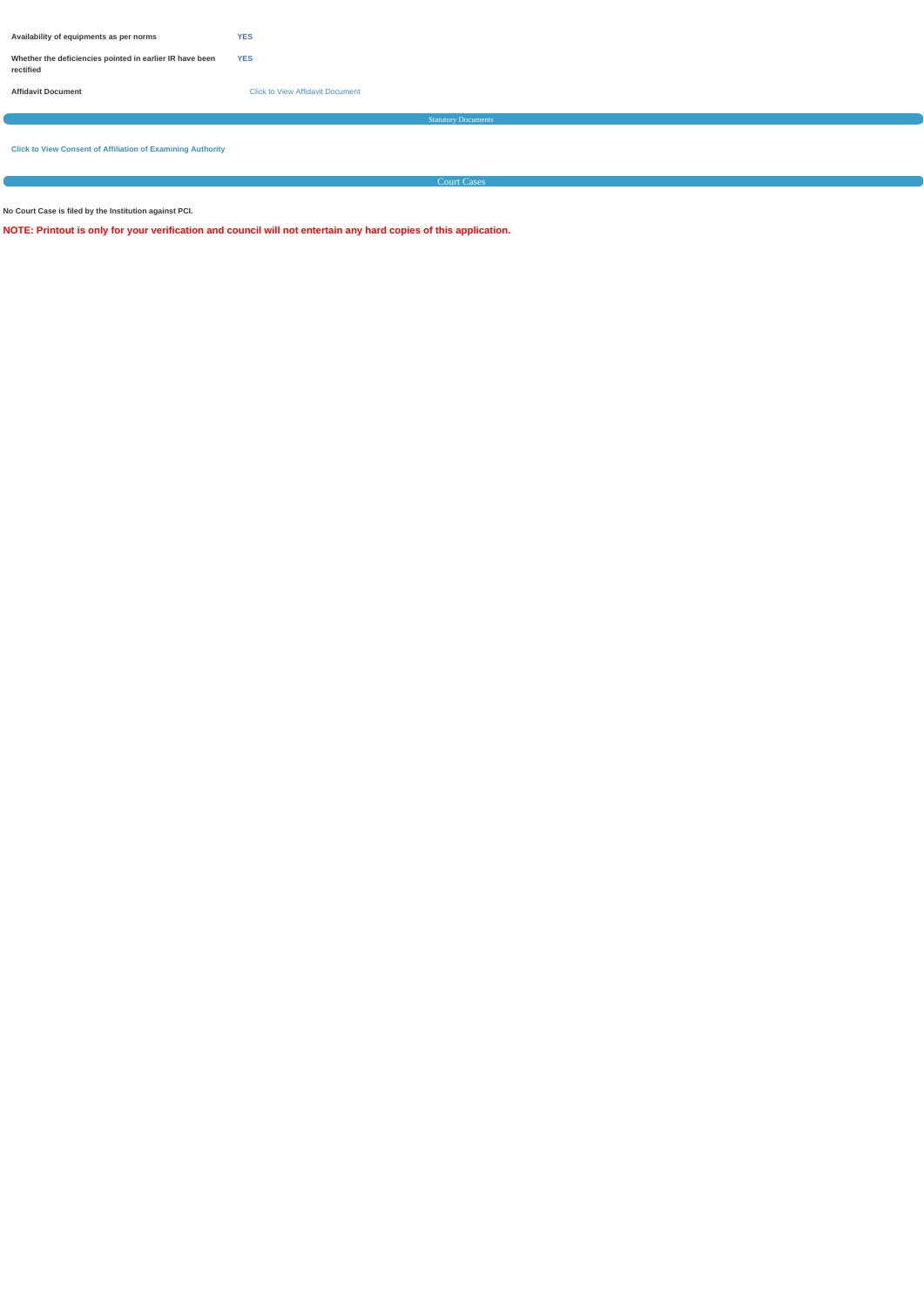| | |
|---|---|
| **Availability of equipments as per norms** | **YES** |
| **Whether the deficiencies pointed in earlier IR have been rectified** | **YES** |
| **Affidavit Document** | Click to View Affidavit Document |

## Statutory Documents

**Click to View Consent of Affiliation of Examining Authority**

## Court Cases

**No Court Case is filed by the Institution against PCI.**

**NOTE: Printout is only for your verification and council will not entertain any hard copies of this application.**